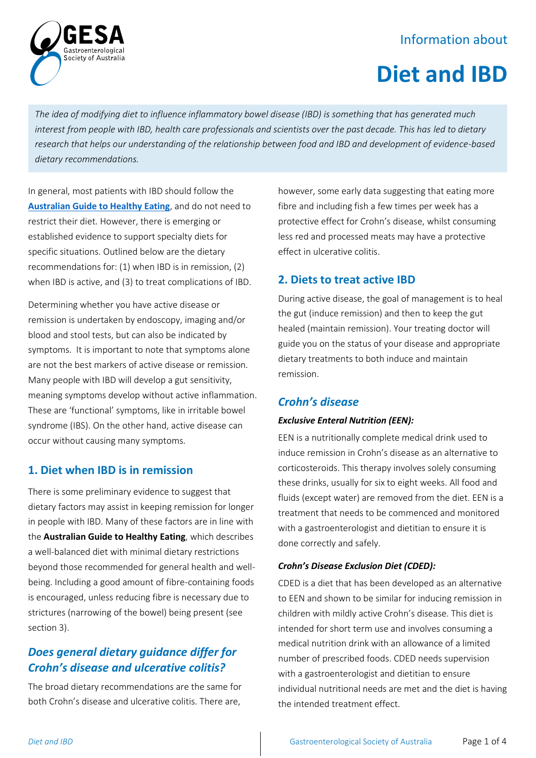Information about

# Diet and IBD

*The idea of modifying diet to influence inflammatory bowel disease (IBD) is something that has generated much interest from people with IBD, health care professionals and scientists over the past decade. This has led to dietary research that helps our understanding of the relationship between food and IBD and development of evidence-based dietary recommendations.*

In general, most patients with IBD should follow the **Australian Guide to Healthy Eating**, and do not need to restrict their diet. However, there is emerging or established evidence to support specialty diets for specific situations. Outlined below are the dietary recommendations for: (1) when IBD is in remission, (2) when IBD is active, and (3) to treat complications of IBD.

Determining whether you have active disease or remission is undertaken by endoscopy, imaging and/or blood and stool tests, but can also be indicated by symptoms. It is important to note that symptoms alone are not the best markers of active disease or remission. Many people with IBD will develop a gut sensitivity, meaning symptoms develop without active inflammation. These are 'functional' symptoms, like in irritable bowel syndrome (IBS). On the other hand, active disease can occur without causing many symptoms.

## 1. Diet when IBD is in remission

There is some preliminary evidence to suggest that dietary factors may assist in keeping remission for longer in people with IBD. Many of these factors are in line with the **Australian Guide to Healthy Eating**, which describes a well-balanced diet with minimal dietary restrictions beyond those recommended for general health and well-being. Including a good amount of fibre-containing foods is encouraged, unless reducing fibre is necessary due to strictures (narrowing of the bowel) being present (see section 3).

### *Does general dietary guidance differ for Crohn's disease and ulcerative colitis?*

The broad dietary recommendations are the same for both Crohn's disease and ulcerative colitis. There are, however, some early data suggesting that eating more fibre and including fish a few times per week has a protective effect for Crohn's disease, whilst consuming less red and processed meats may have a protective effect in ulcerative colitis.

## 2. Diets to treat active IBD

During active disease, the goal of management is to heal the gut (induce remission) and then to keep the gut healed (maintain remission). Your treating doctor will guide you on the status of your disease and appropriate dietary treatments to both induce and maintain remission.

### *Crohn's disease*

***Exclusive Enteral Nutrition (EEN):***

EEN is a nutritionally complete medical drink used to induce remission in Crohn's disease as an alternative to corticosteroids. This therapy involves solely consuming these drinks, usually for six to eight weeks. All food and fluids (except water) are removed from the diet. EEN is a treatment that needs to be commenced and monitored with a gastroenterologist and dietitian to ensure it is done correctly and safely.

***Crohn's Disease Exclusion Diet (CDED):***

CDED is a diet that has been developed as an alternative to EEN and shown to be similar for inducing remission in children with mildly active Crohn's disease. This diet is intended for short term use and involves consuming a medical nutrition drink with an allowance of a limited number of prescribed foods. CDED needs supervision with a gastroenterologist and dietitian to ensure individual nutritional needs are met and the diet is having the intended treatment effect.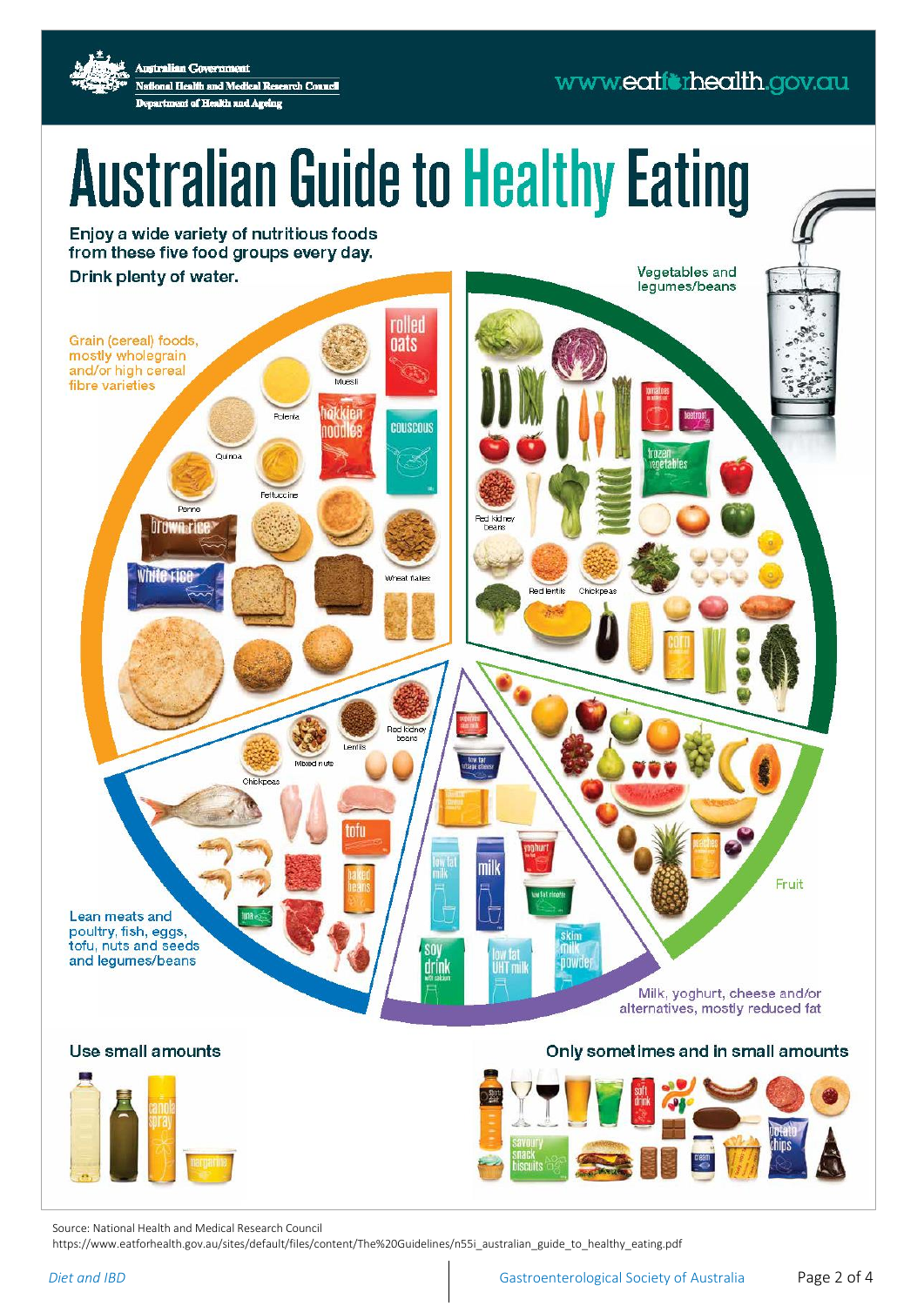Australian Government
National Health and Medical Research Council
Department of Health and Ageing

www.eatforhealth.gov.au

# Australian Guide to Healthy Eating

Enjoy a wide variety of nutritious foods from these five food groups every day.

Drink plenty of water.

Grain (cereal) foods, mostly wholegrain and/or high cereal fibre varieties

Vegetables and legumes/beans

Fruit

Milk, yoghurt, cheese and/or alternatives, mostly reduced fat

Lean meats and poultry, fish, eggs, tofu, nuts and seeds and legumes/beans

Use small amounts

Only sometimes and in small amounts

Source: National Health and Medical Research Council
https://www.eatforhealth.gov.au/sites/default/files/content/The%20Guidelines/n55i_australian_guide_to_healthy_eating.pdf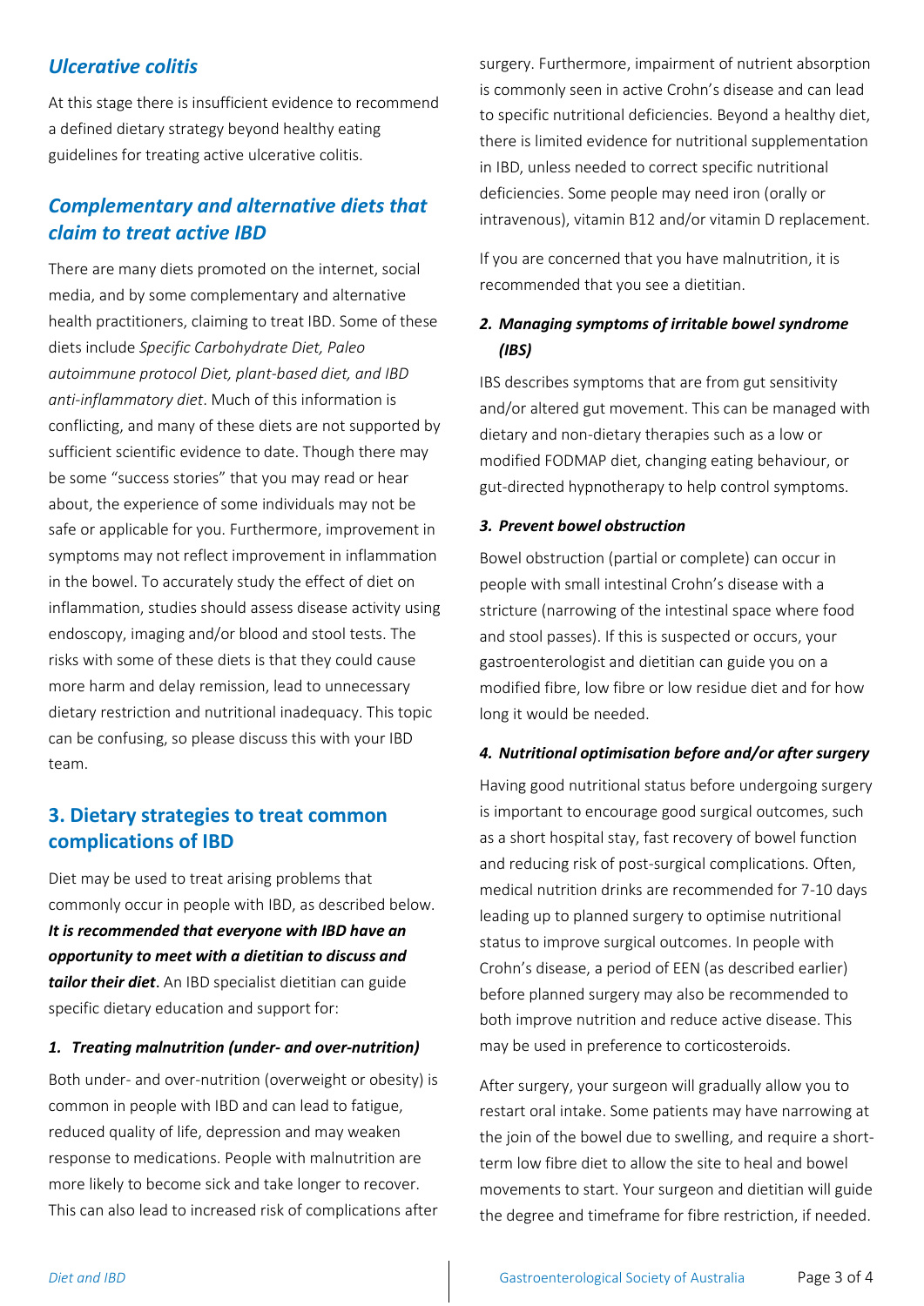### *Ulcerative colitis*

At this stage there is insufficient evidence to recommend a defined dietary strategy beyond healthy eating guidelines for treating active ulcerative colitis.

### *Complementary and alternative diets that claim to treat active IBD*

There are many diets promoted on the internet, social media, and by some complementary and alternative health practitioners, claiming to treat IBD. Some of these diets include *Specific Carbohydrate Diet, Paleo autoimmune protocol Diet, plant-based diet, and IBD anti-inflammatory diet*. Much of this information is conflicting, and many of these diets are not supported by sufficient scientific evidence to date. Though there may be some "success stories" that you may read or hear about, the experience of some individuals may not be safe or applicable for you. Furthermore, improvement in symptoms may not reflect improvement in inflammation in the bowel. To accurately study the effect of diet on inflammation, studies should assess disease activity using endoscopy, imaging and/or blood and stool tests. The risks with some of these diets is that they could cause more harm and delay remission, lead to unnecessary dietary restriction and nutritional inadequacy. This topic can be confusing, so please discuss this with your IBD team.

## 3. Dietary strategies to treat common complications of IBD

Diet may be used to treat arising problems that commonly occur in people with IBD, as described below. ***It is recommended that everyone with IBD have an opportunity to meet with a dietitian to discuss and tailor their diet***. An IBD specialist dietitian can guide specific dietary education and support for:

#### *1. Treating malnutrition (under- and over-nutrition)*

Both under- and over-nutrition (overweight or obesity) is common in people with IBD and can lead to fatigue, reduced quality of life, depression and may weaken response to medications. People with malnutrition are more likely to become sick and take longer to recover. This can also lead to increased risk of complications after surgery. Furthermore, impairment of nutrient absorption is commonly seen in active Crohn's disease and can lead to specific nutritional deficiencies. Beyond a healthy diet, there is limited evidence for nutritional supplementation in IBD, unless needed to correct specific nutritional deficiencies. Some people may need iron (orally or intravenous), vitamin B12 and/or vitamin D replacement.

If you are concerned that you have malnutrition, it is recommended that you see a dietitian.

#### *2. Managing symptoms of irritable bowel syndrome (IBS)*

IBS describes symptoms that are from gut sensitivity and/or altered gut movement. This can be managed with dietary and non-dietary therapies such as a low or modified FODMAP diet, changing eating behaviour, or gut-directed hypnotherapy to help control symptoms.

#### *3. Prevent bowel obstruction*

Bowel obstruction (partial or complete) can occur in people with small intestinal Crohn's disease with a stricture (narrowing of the intestinal space where food and stool passes). If this is suspected or occurs, your gastroenterologist and dietitian can guide you on a modified fibre, low fibre or low residue diet and for how long it would be needed.

#### *4. Nutritional optimisation before and/or after surgery*

Having good nutritional status before undergoing surgery is important to encourage good surgical outcomes, such as a short hospital stay, fast recovery of bowel function and reducing risk of post-surgical complications. Often, medical nutrition drinks are recommended for 7-10 days leading up to planned surgery to optimise nutritional status to improve surgical outcomes. In people with Crohn's disease, a period of EEN (as described earlier) before planned surgery may also be recommended to both improve nutrition and reduce active disease. This may be used in preference to corticosteroids.

After surgery, your surgeon will gradually allow you to restart oral intake. Some patients may have narrowing at the join of the bowel due to swelling, and require a short-term low fibre diet to allow the site to heal and bowel movements to start. Your surgeon and dietitian will guide the degree and timeframe for fibre restriction, if needed.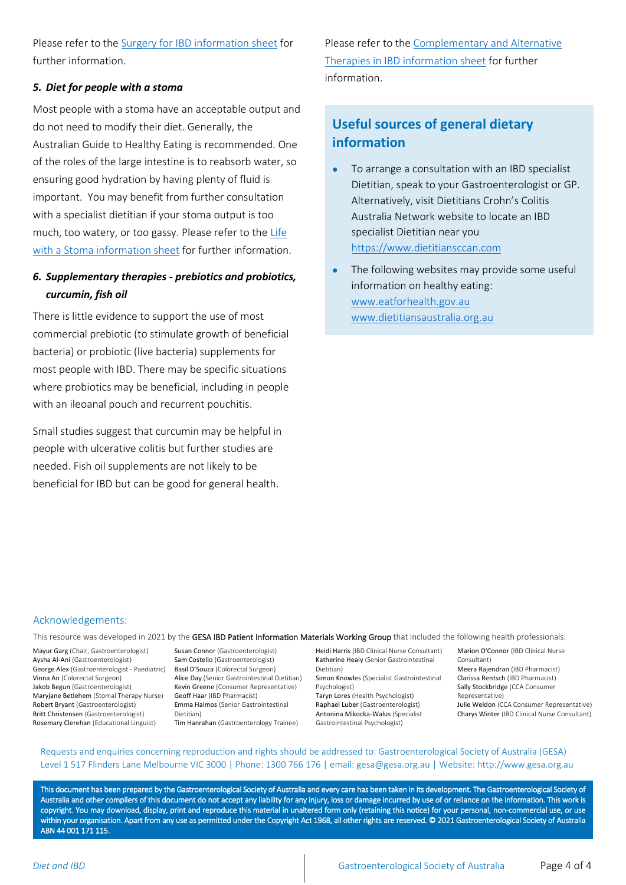Please refer to the Surgery for IBD information sheet for further information.

### *5. Diet for people with a stoma*

Most people with a stoma have an acceptable output and do not need to modify their diet. Generally, the Australian Guide to Healthy Eating is recommended. One of the roles of the large intestine is to reabsorb water, so ensuring good hydration by having plenty of fluid is important. You may benefit from further consultation with a specialist dietitian if your stoma output is too much, too watery, or too gassy. Please refer to the Life with a Stoma information sheet for further information.

### *6. Supplementary therapies - prebiotics and probiotics, curcumin, fish oil*

There is little evidence to support the use of most commercial prebiotic (to stimulate growth of beneficial bacteria) or probiotic (live bacteria) supplements for most people with IBD. There may be specific situations where probiotics may be beneficial, including in people with an ileoanal pouch and recurrent pouchitis.

Small studies suggest that curcumin may be helpful in people with ulcerative colitis but further studies are needed. Fish oil supplements are not likely to be beneficial for IBD but can be good for general health.

Please refer to the Complementary and Alternative Therapies in IBD information sheet for further information.

## Useful sources of general dietary information

- To arrange a consultation with an IBD specialist Dietitian, speak to your Gastroenterologist or GP. Alternatively, visit Dietitians Crohn's Colitis Australia Network website to locate an IBD specialist Dietitian near you https://www.dietitiansccan.com
- The following websites may provide some useful information on healthy eating:
  www.eatforhealth.gov.au
  www.dietitiansaustralia.org.au

## Acknowledgements:

This resource was developed in 2021 by the **GESA IBD Patient Information Materials Working Group** that included the following health professionals:

**Mayur Garg** (Chair, Gastroenterologist)
**Aysha Al-Ani** (Gastroenterologist)
**George Alex** (Gastroenterologist - Paediatric)
**Vinna An** (Colorectal Surgeon)
**Jakob Begun** (Gastroenterologist)
**Maryjane Betlehem** (Stomal Therapy Nurse)
**Robert Bryant** (Gastroenterologist)
**Britt Christensen** (Gastroenterologist)
**Rosemary Clerehan** (Educational Linguist)
**Susan Connor** (Gastroenterologist)
**Sam Costello** (Gastroenterologist)
**Basil D'Souza** (Colorectal Surgeon)
**Alice Day** (Senior Gastrointestinal Dietitian)
**Kevin Greene** (Consumer Representative)
**Geoff Haar** (IBD Pharmacist)
**Emma Halmos** (Senior Gastrointestinal Dietitian)
**Tim Hanrahan** (Gastroenterology Trainee)
**Heidi Harris** (IBD Clinical Nurse Consultant)
**Katherine Healy** (Senior Gastrointestinal Dietitian)
**Simon Knowles** (Specialist Gastrointestinal Psychologist)
**Taryn Lores** (Health Psychologist)
**Raphael Luber** (Gastroenterologist)
**Antonina Mikocka-Walus** (Specialist Gastrointestinal Psychologist)
**Marion O'Connor** (IBD Clinical Nurse Consultant)
**Meera Rajendran** (IBD Pharmacist)
**Clarissa Rentsch** (IBD Pharmacist)
**Sally Stockbridge** (CCA Consumer Representative)
**Julie Weldon** (CCA Consumer Representative)
**Charys Winter** (IBD Clinical Nurse Consultant)

Requests and enquiries concerning reproduction and rights should be addressed to: Gastroenterological Society of Australia (GESA)
Level 1 517 Flinders Lane Melbourne VIC 3000 | Phone: 1300 766 176 | email: gesa@gesa.org.au | Website: http://www.gesa.org.au

This document has been prepared by the Gastroenterological Society of Australia and every care has been taken in its development. The Gastroenterological Society of Australia and other compilers of this document do not accept any liability for any injury, loss or damage incurred by use of or reliance on the information. This work is copyright. You may download, display, print and reproduce this material in unaltered form only (retaining this notice) for your personal, non-commercial use, or use within your organisation. Apart from any use as permitted under the Copyright Act 1968, all other rights are reserved. © 2021 Gastroenterological Society of Australia ABN 44 001 171 115.